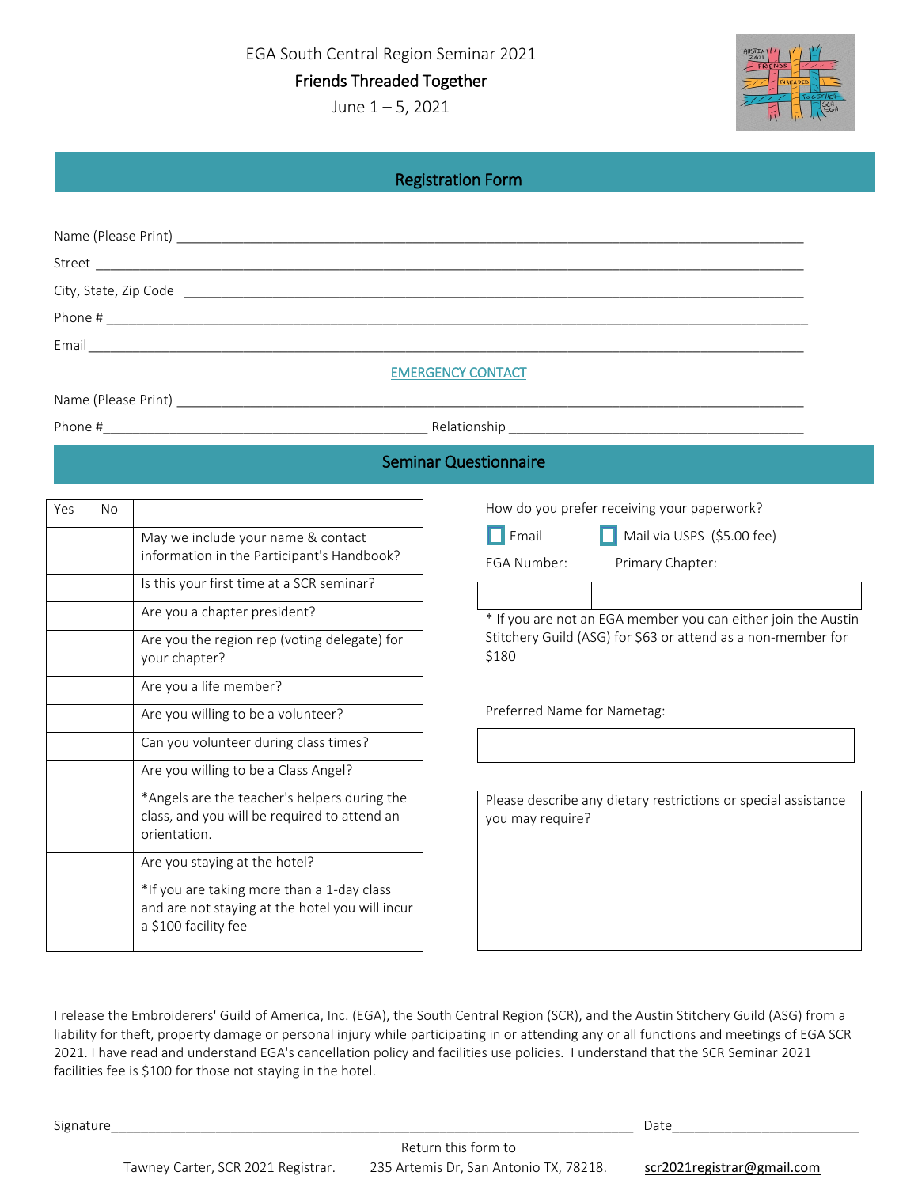EGA South Central Region Seminar 2021

**Friends Threaded Together**

June 1 – 5, 2021

## Registration Form

Name (Please Print) ______________________________________________

Street ______________________________________________

City, State, Zip Code ______________________________________________

Phone # ______________________________________________

Email ______________________________________________

EMERGENCY CONTACT

Name (Please Print) ______________________________________________

Phone #______________________ Relationship ______________________

## Seminar Questionnaire

| Yes | No | |
|---|---|---|
| | | May we include your name & contact information in the Participant's Handbook? |
| | | Is this your first time at a SCR seminar? |
| | | Are you a chapter president? |
| | | Are you the region rep (voting delegate) for your chapter? |
| | | Are you a life member? |
| | | Are you willing to be a volunteer? |
| | | Can you volunteer during class times? |
| | | Are you willing to be a Class Angel? *Angels are the teacher's helpers during the class, and you will be required to attend an orientation. |
| | | Are you staying at the hotel? *If you are taking more than a 1-day class and are not staying at the hotel you will incur a $100 facility fee |

How do you prefer receiving your paperwork?

☐ Email ☐ Mail via USPS ($5.00 fee)

| EGA Number: | Primary Chapter: |
|---|---|
| | |

* If you are not an EGA member you can either join the Austin Stitchery Guild (ASG) for $63 or attend as a non-member for $180

Preferred Name for Nametag:

Please describe any dietary restrictions or special assistance you may require?

I release the Embroiderers' Guild of America, Inc. (EGA), the South Central Region (SCR), and the Austin Stitchery Guild (ASG) from a liability for theft, property damage or personal injury while participating in or attending any or all functions and meetings of EGA SCR 2021. I have read and understand EGA's cancellation policy and facilities use policies. I understand that the SCR Seminar 2021 facilities fee is $100 for those not staying in the hotel.

Signature______________________________________________ Date______________________

Return this form to

Tawney Carter, SCR 2021 Registrar. 235 Artemis Dr, San Antonio TX, 78218. scr2021registrar@gmail.com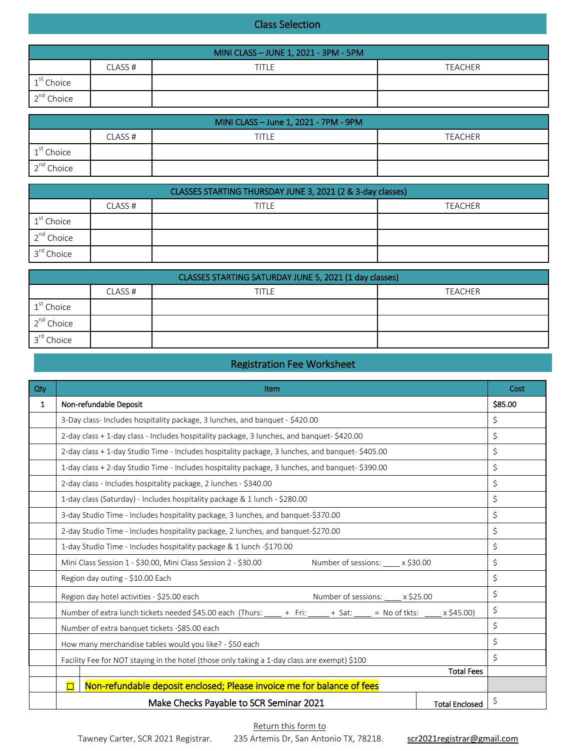## Class Selection

| MINI CLASS – JUNE 1, 2021 - 3PM - 5PM | | | |
|---|---|---|---|
| | CLASS # | TITLE | TEACHER |
| 1st Choice | | | |
| 2nd Choice | | | |

| MINI CLASS – June 1, 2021 - 7PM - 9PM | | | |
|---|---|---|---|
| | CLASS # | TITLE | TEACHER |
| 1st Choice | | | |
| 2nd Choice | | | |

| CLASSES STARTING THURSDAY JUNE 3, 2021 (2 & 3-day classes) | | | |
|---|---|---|---|
| | CLASS # | TITLE | TEACHER |
| 1st Choice | | | |
| 2nd Choice | | | |
| 3rd Choice | | | |

| CLASSES STARTING SATURDAY JUNE 5, 2021 (1 day classes) | | | |
|---|---|---|---|
| | CLASS # | TITLE | TEACHER |
| 1st Choice | | | |
| 2nd Choice | | | |
| 3rd Choice | | | |

## Registration Fee Worksheet

| Qty | Item | Cost |
|---|---|---|
| 1 | Non-refundable Deposit | $85.00 |
| | 3-Day class- Includes hospitality package, 3 lunches, and banquet - $420.00 | $ |
| | 2-day class + 1-day class - Includes hospitality package, 3 lunches, and banquet- $420.00 | $ |
| | 2-day class + 1-day Studio Time - Includes hospitality package, 3 lunches, and banquet- $405.00 | $ |
| | 1-day class + 2-day Studio Time - Includes hospitality package, 3 lunches, and banquet- $390.00 | $ |
| | 2-day class - Includes hospitality package, 2 lunches - $340.00 | $ |
| | 1-day class (Saturday) - Includes hospitality package & 1 lunch - $280.00 | $ |
| | 3-day Studio Time - Includes hospitality package, 3 lunches, and banquet-$370.00 | $ |
| | 2-day Studio Time - Includes hospitality package, 2 lunches, and banquet-$270.00 | $ |
| | 1-day Studio Time - Includes hospitality package & 1 lunch -$170.00 | $ |
| | Mini Class Session 1 - $30.00, Mini Class Session 2 - $30.00 Number of sessions: ____ x $30.00 | $ |
| | Region day outing - $10.00 Each | $ |
| | Region day hotel activities - $25.00 each Number of sessions: ____ x $25.00 | $ |
| | Number of extra lunch tickets needed $45.00 each (Thurs: ____ + Fri: _____ + Sat: ____ = No of tkts: ____ x $45.00) | $ |
| | Number of extra banquet tickets -$85.00 each | $ |
| | How many merchandise tables would you like? - $50 each | $ |
| | Facility Fee for NOT staying in the hotel (those only taking a 1-day class are exempt) $100 | $ |
| | Total Fees | |
| | ☐ Non-refundable deposit enclosed; Please invoice me for balance of fees | |
| | Make Checks Payable to SCR Seminar 2021 — Total Enclosed | $ |

Return this form to

Tawney Carter, SCR 2021 Registrar. 235 Artemis Dr, San Antonio TX, 78218. scr2021registrar@gmail.com